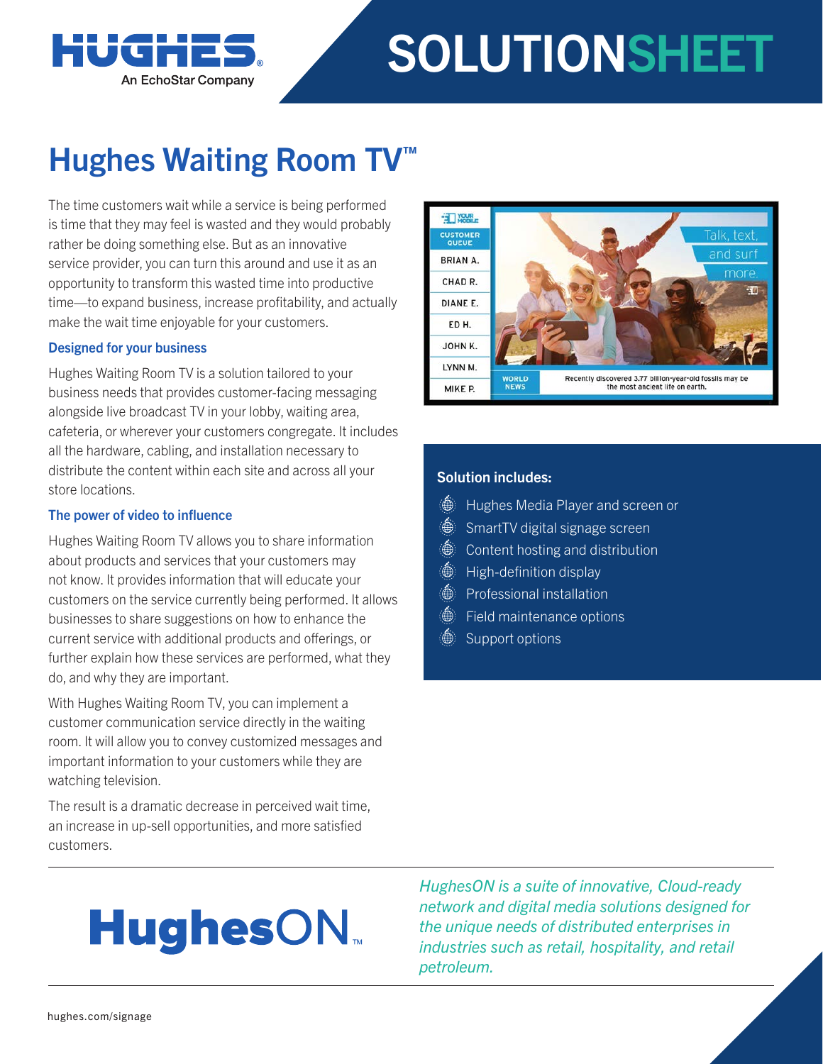HUGHES
An EchoStar Company

# SOLUTIONSHEET

## Hughes Waiting Room TV™

The time customers wait while a service is being performed is time that they may feel is wasted and they would probably rather be doing something else. But as an innovative service provider, you can turn this around and use it as an opportunity to transform this wasted time into productive time—to expand business, increase profitability, and actually make the wait time enjoyable for your customers.

### Designed for your business

Hughes Waiting Room TV is a solution tailored to your business needs that provides customer-facing messaging alongside live broadcast TV in your lobby, waiting area, cafeteria, or wherever your customers congregate. It includes all the hardware, cabling, and installation necessary to distribute the content within each site and across all your store locations.

### The power of video to influence

Hughes Waiting Room TV allows you to share information about products and services that your customers may not know. It provides information that will educate your customers on the service currently being performed. It allows businesses to share suggestions on how to enhance the current service with additional products and offerings, or further explain how these services are performed, what they do, and why they are important.

With Hughes Waiting Room TV, you can implement a customer communication service directly in the waiting room. It will allow you to convey customized messages and important information to your customers while they are watching television.

The result is a dramatic decrease in perceived wait time, an increase in up-sell opportunities, and more satisfied customers.

### Solution includes:

- Hughes Media Player and screen or
- SmartTV digital signage screen
- Content hosting and distribution
- High-definition display
- Professional installation
- Field maintenance options
- Support options

**HughesON™**

*HughesON is a suite of innovative, Cloud-ready network and digital media solutions designed for the unique needs of distributed enterprises in industries such as retail, hospitality, and retail petroleum.*

hughes.com/signage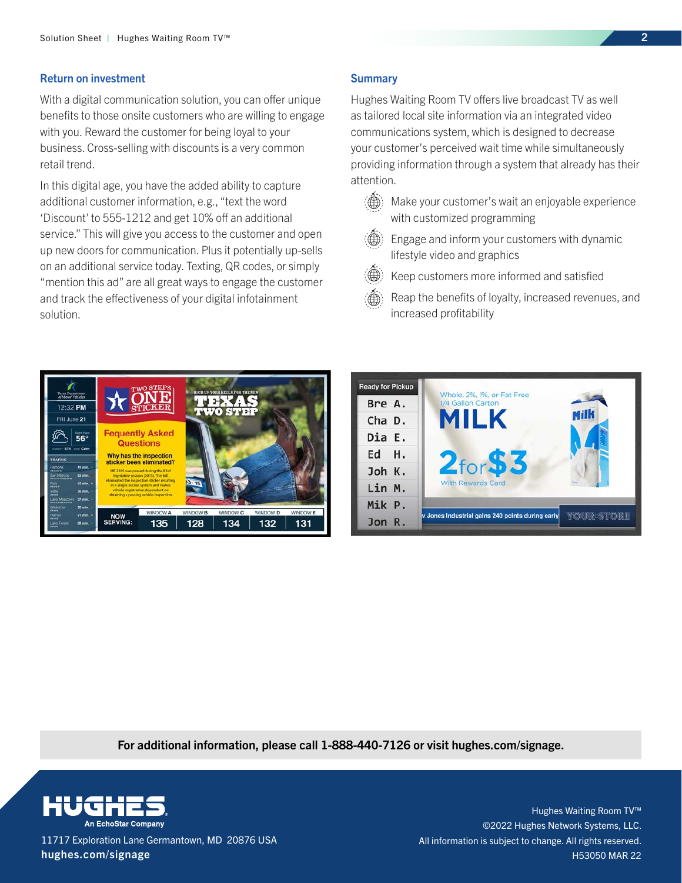## Return on investment

With a digital communication solution, you can offer unique benefits to those onsite customers who are willing to engage with you. Reward the customer for being loyal to your business. Cross-selling with discounts is a very common retail trend.

In this digital age, you have the added ability to capture additional customer information, e.g., "text the word 'Discount' to 555-1212 and get 10% off an additional service." This will give you access to the customer and open up new doors for communication. Plus it potentially up-sells on an additional service today. Texting, QR codes, or simply "mention this ad" are all great ways to engage the customer and track the effectiveness of your digital infotainment solution.

## Summary

Hughes Waiting Room TV offers live broadcast TV as well as tailored local site information via an integrated video communications system, which is designed to decrease your customer's perceived wait time while simultaneously providing information through a system that already has their attention.

- Make your customer's wait an enjoyable experience with customized programming
- Engage and inform your customers with dynamic lifestyle video and graphics
- Keep customers more informed and satisfied
- Reap the benefits of loyalty, increased revenues, and increased profitability

**For additional information, please call 1-888-440-7126 or visit hughes.com/signage.**

HUGHES
An EchoStar Company

11717 Exploration Lane Germantown, MD 20876 USA
hughes.com/signage

Hughes Waiting Room TV™
©2022 Hughes Network Systems, LLC.
All information is subject to change. All rights reserved.
H53050 MAR 22